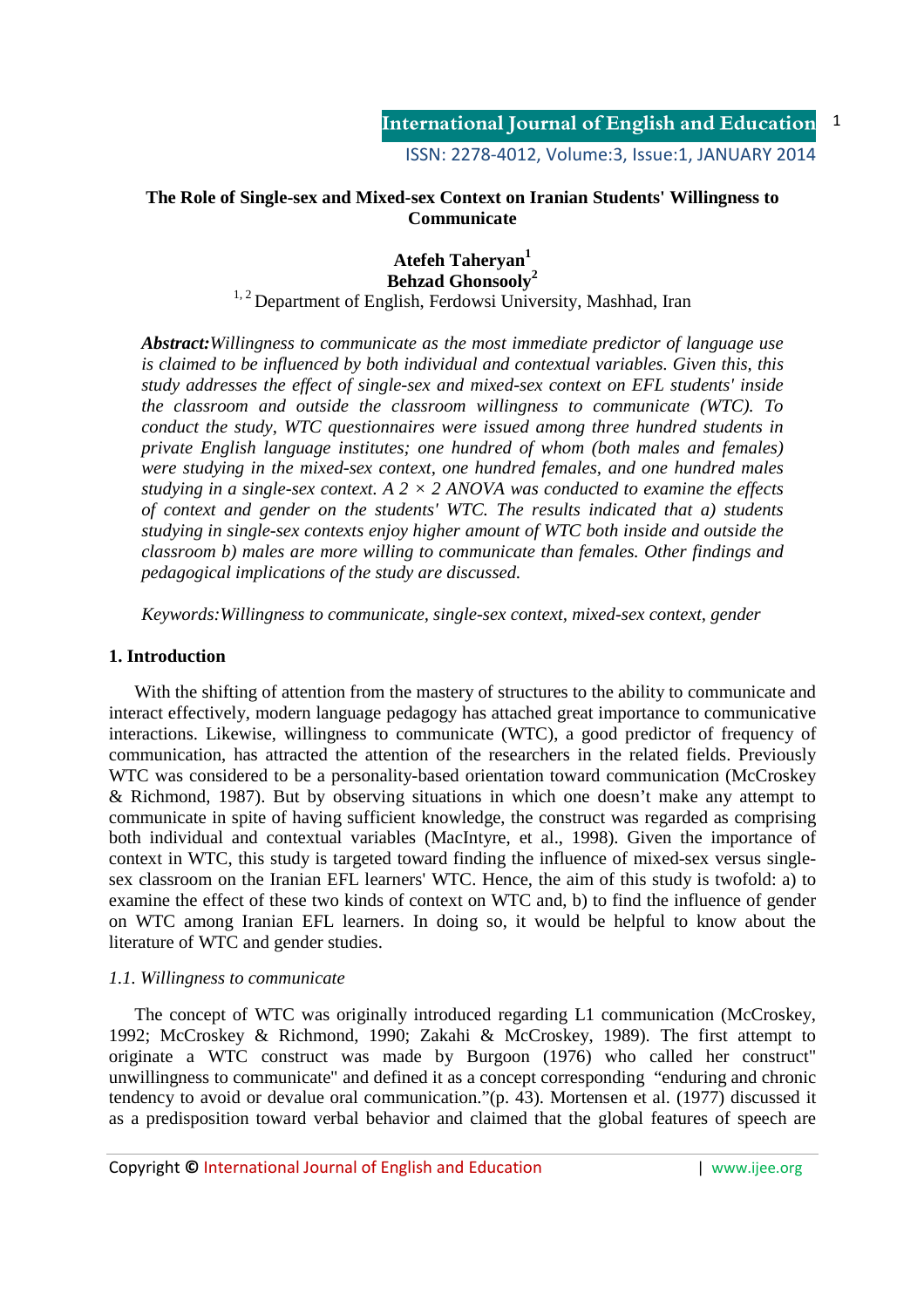# The Role of Single-sex and Mixed-sex Context on Iranian Students' Willingness to Communicate

**Atefeh Taheryan**[1]
**Behzad Ghonsooly**[2]

[1, 2] Department of English, Ferdowsi University, Mashhad, Iran

***Abstract:*** *Willingness to communicate as the most immediate predictor of language use is claimed to be influenced by both individual and contextual variables. Given this, this study addresses the effect of single-sex and mixed-sex context on EFL students' inside the classroom and outside the classroom willingness to communicate (WTC). To conduct the study, WTC questionnaires were issued among three hundred students in private English language institutes; one hundred of whom (both males and females) were studying in the mixed-sex context, one hundred females, and one hundred males studying in a single-sex context. A 2 × 2 ANOVA was conducted to examine the effects of context and gender on the students' WTC. The results indicated that a) students studying in single-sex contexts enjoy higher amount of WTC both inside and outside the classroom b) males are more willing to communicate than females. Other findings and pedagogical implications of the study are discussed.*

*Keywords: Willingness to communicate, single-sex context, mixed-sex context, gender*

## 1. Introduction

With the shifting of attention from the mastery of structures to the ability to communicate and interact effectively, modern language pedagogy has attached great importance to communicative interactions. Likewise, willingness to communicate (WTC), a good predictor of frequency of communication, has attracted the attention of the researchers in the related fields. Previously WTC was considered to be a personality-based orientation toward communication (McCroskey & Richmond, 1987). But by observing situations in which one doesn't make any attempt to communicate in spite of having sufficient knowledge, the construct was regarded as comprising both individual and contextual variables (MacIntyre, et al., 1998). Given the importance of context in WTC, this study is targeted toward finding the influence of mixed-sex versus single-sex classroom on the Iranian EFL learners' WTC. Hence, the aim of this study is twofold: a) to examine the effect of these two kinds of context on WTC and, b) to find the influence of gender on WTC among Iranian EFL learners. In doing so, it would be helpful to know about the literature of WTC and gender studies.

### *1.1. Willingness to communicate*

The concept of WTC was originally introduced regarding L1 communication (McCroskey, 1992; McCroskey & Richmond, 1990; Zakahi & McCroskey, 1989). The first attempt to originate a WTC construct was made by Burgoon (1976) who called her construct" unwillingness to communicate" and defined it as a concept corresponding "enduring and chronic tendency to avoid or devalue oral communication."(p. 43). Mortensen et al. (1977) discussed it as a predisposition toward verbal behavior and claimed that the global features of speech are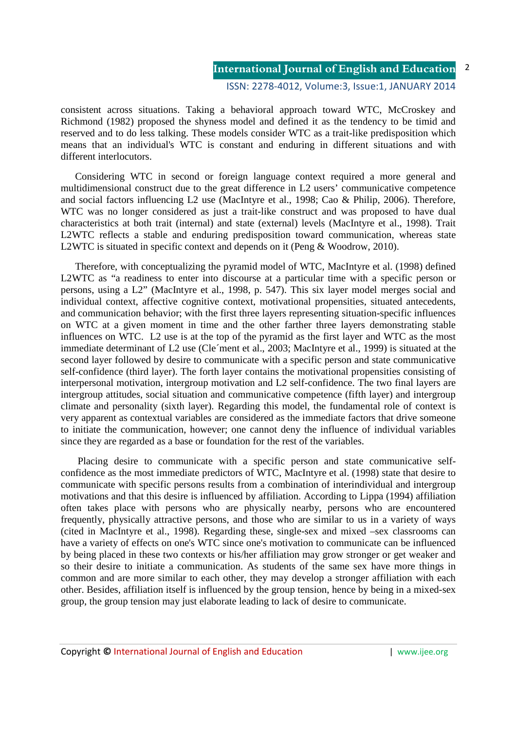consistent across situations. Taking a behavioral approach toward WTC, McCroskey and Richmond (1982) proposed the shyness model and defined it as the tendency to be timid and reserved and to do less talking. These models consider WTC as a trait-like predisposition which means that an individual's WTC is constant and enduring in different situations and with different interlocutors.

Considering WTC in second or foreign language context required a more general and multidimensional construct due to the great difference in L2 users' communicative competence and social factors influencing L2 use (MacIntyre et al., 1998; Cao & Philip, 2006). Therefore, WTC was no longer considered as just a trait-like construct and was proposed to have dual characteristics at both trait (internal) and state (external) levels (MacIntyre et al., 1998). Trait L2WTC reflects a stable and enduring predisposition toward communication, whereas state L2WTC is situated in specific context and depends on it (Peng & Woodrow, 2010).

Therefore, with conceptualizing the pyramid model of WTC, MacIntyre et al. (1998) defined L2WTC as "a readiness to enter into discourse at a particular time with a specific person or persons, using a L2" (MacIntyre et al., 1998, p. 547). This six layer model merges social and individual context, affective cognitive context, motivational propensities, situated antecedents, and communication behavior; with the first three layers representing situation-specific influences on WTC at a given moment in time and the other farther three layers demonstrating stable influences on WTC. L2 use is at the top of the pyramid as the first layer and WTC as the most immediate determinant of L2 use (Cle´ment et al., 2003; MacIntyre et al., 1999) is situated at the second layer followed by desire to communicate with a specific person and state communicative self-confidence (third layer). The forth layer contains the motivational propensities consisting of interpersonal motivation, intergroup motivation and L2 self-confidence. The two final layers are intergroup attitudes, social situation and communicative competence (fifth layer) and intergroup climate and personality (sixth layer). Regarding this model, the fundamental role of context is very apparent as contextual variables are considered as the immediate factors that drive someone to initiate the communication, however; one cannot deny the influence of individual variables since they are regarded as a base or foundation for the rest of the variables.

Placing desire to communicate with a specific person and state communicative self-confidence as the most immediate predictors of WTC, MacIntyre et al. (1998) state that desire to communicate with specific persons results from a combination of interindividual and intergroup motivations and that this desire is influenced by affiliation. According to Lippa (1994) affiliation often takes place with persons who are physically nearby, persons who are encountered frequently, physically attractive persons, and those who are similar to us in a variety of ways (cited in MacIntyre et al., 1998). Regarding these, single-sex and mixed –sex classrooms can have a variety of effects on one's WTC since one's motivation to communicate can be influenced by being placed in these two contexts or his/her affiliation may grow stronger or get weaker and so their desire to initiate a communication. As students of the same sex have more things in common and are more similar to each other, they may develop a stronger affiliation with each other. Besides, affiliation itself is influenced by the group tension, hence by being in a mixed-sex group, the group tension may just elaborate leading to lack of desire to communicate.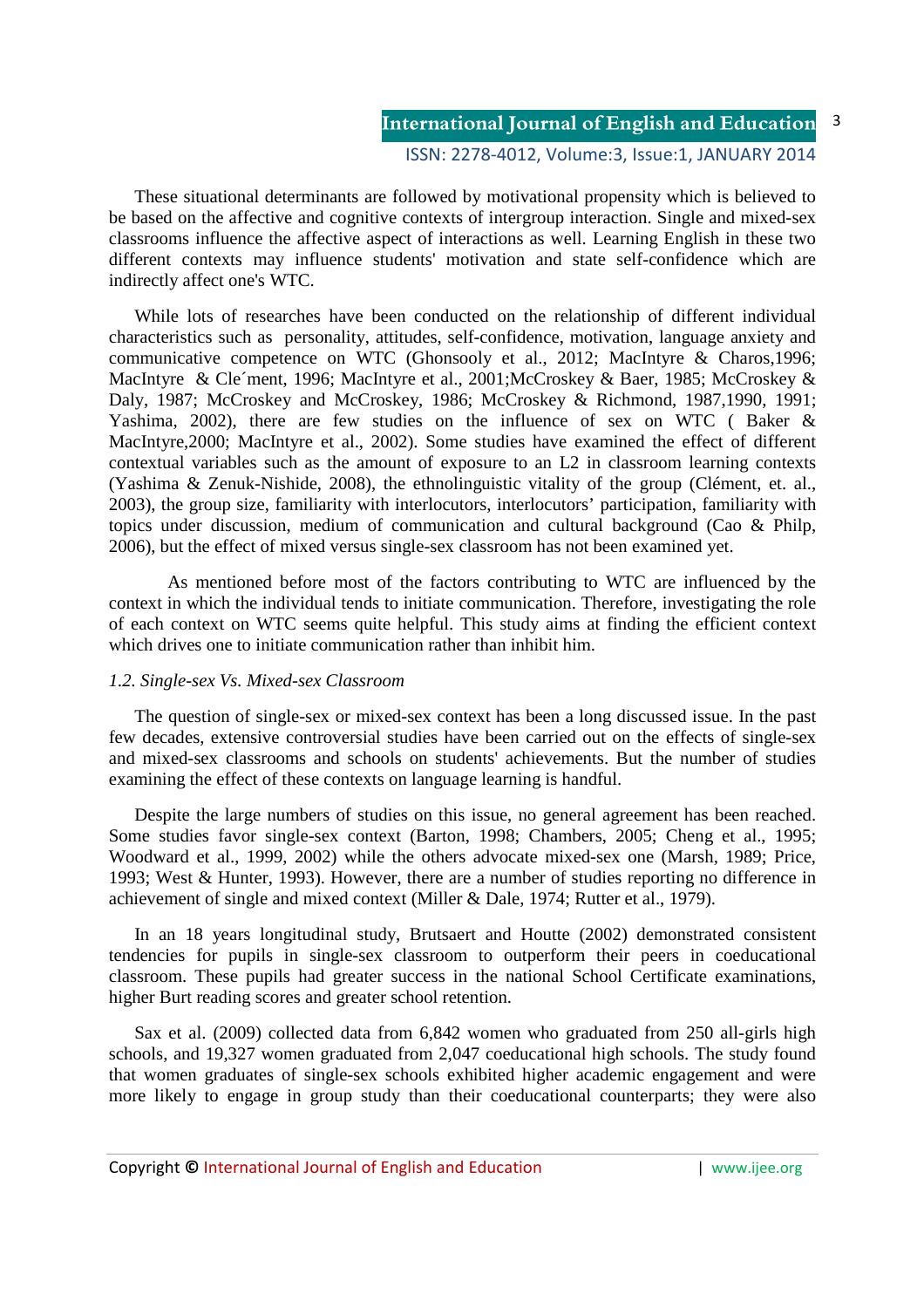These situational determinants are followed by motivational propensity which is believed to be based on the affective and cognitive contexts of intergroup interaction. Single and mixed-sex classrooms influence the affective aspect of interactions as well. Learning English in these two different contexts may influence students' motivation and state self-confidence which are indirectly affect one's WTC.

While lots of researches have been conducted on the relationship of different individual characteristics such as personality, attitudes, self-confidence, motivation, language anxiety and communicative competence on WTC (Ghonsooly et al., 2012; MacIntyre & Charos,1996; MacIntyre & Cle´ment, 1996; MacIntyre et al., 2001;McCroskey & Baer, 1985; McCroskey & Daly, 1987; McCroskey and McCroskey, 1986; McCroskey & Richmond, 1987,1990, 1991; Yashima, 2002), there are few studies on the influence of sex on WTC ( Baker & MacIntyre,2000; MacIntyre et al., 2002). Some studies have examined the effect of different contextual variables such as the amount of exposure to an L2 in classroom learning contexts (Yashima & Zenuk-Nishide, 2008), the ethnolinguistic vitality of the group (Clément, et. al., 2003), the group size, familiarity with interlocutors, interlocutors' participation, familiarity with topics under discussion, medium of communication and cultural background (Cao & Philp, 2006), but the effect of mixed versus single-sex classroom has not been examined yet.

As mentioned before most of the factors contributing to WTC are influenced by the context in which the individual tends to initiate communication. Therefore, investigating the role of each context on WTC seems quite helpful. This study aims at finding the efficient context which drives one to initiate communication rather than inhibit him.

### *1.2. Single-sex Vs. Mixed-sex Classroom*

The question of single-sex or mixed-sex context has been a long discussed issue. In the past few decades, extensive controversial studies have been carried out on the effects of single-sex and mixed-sex classrooms and schools on students' achievements. But the number of studies examining the effect of these contexts on language learning is handful.

Despite the large numbers of studies on this issue, no general agreement has been reached. Some studies favor single-sex context (Barton, 1998; Chambers, 2005; Cheng et al., 1995; Woodward et al., 1999, 2002) while the others advocate mixed-sex one (Marsh, 1989; Price, 1993; West & Hunter, 1993). However, there are a number of studies reporting no difference in achievement of single and mixed context (Miller & Dale, 1974; Rutter et al., 1979).

In an 18 years longitudinal study, Brutsaert and Houtte (2002) demonstrated consistent tendencies for pupils in single-sex classroom to outperform their peers in coeducational classroom. These pupils had greater success in the national School Certificate examinations, higher Burt reading scores and greater school retention.

Sax et al. (2009) collected data from 6,842 women who graduated from 250 all-girls high schools, and 19,327 women graduated from 2,047 coeducational high schools. The study found that women graduates of single-sex schools exhibited higher academic engagement and were more likely to engage in group study than their coeducational counterparts; they were also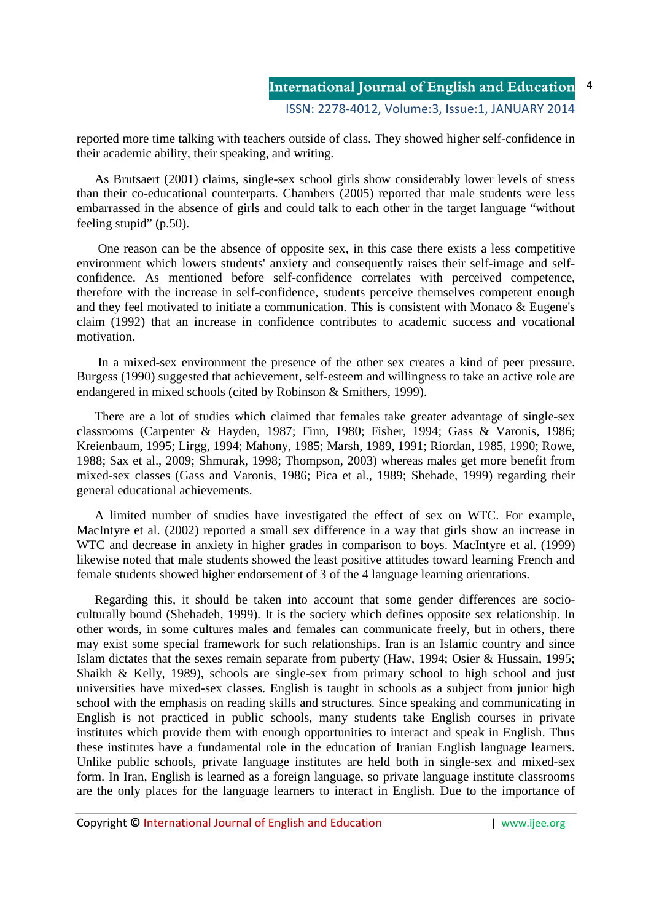reported more time talking with teachers outside of class. They showed higher self-confidence in their academic ability, their speaking, and writing.

As Brutsaert (2001) claims, single-sex school girls show considerably lower levels of stress than their co-educational counterparts. Chambers (2005) reported that male students were less embarrassed in the absence of girls and could talk to each other in the target language "without feeling stupid" (p.50).

One reason can be the absence of opposite sex, in this case there exists a less competitive environment which lowers students' anxiety and consequently raises their self-image and self-confidence. As mentioned before self-confidence correlates with perceived competence, therefore with the increase in self-confidence, students perceive themselves competent enough and they feel motivated to initiate a communication. This is consistent with Monaco & Eugene's claim (1992) that an increase in confidence contributes to academic success and vocational motivation.

In a mixed-sex environment the presence of the other sex creates a kind of peer pressure. Burgess (1990) suggested that achievement, self-esteem and willingness to take an active role are endangered in mixed schools (cited by Robinson & Smithers, 1999).

There are a lot of studies which claimed that females take greater advantage of single-sex classrooms (Carpenter & Hayden, 1987; Finn, 1980; Fisher, 1994; Gass & Varonis, 1986; Kreienbaum, 1995; Lirgg, 1994; Mahony, 1985; Marsh, 1989, 1991; Riordan, 1985, 1990; Rowe, 1988; Sax et al., 2009; Shmurak, 1998; Thompson, 2003) whereas males get more benefit from mixed-sex classes (Gass and Varonis, 1986; Pica et al., 1989; Shehade, 1999) regarding their general educational achievements.

A limited number of studies have investigated the effect of sex on WTC. For example, MacIntyre et al. (2002) reported a small sex difference in a way that girls show an increase in WTC and decrease in anxiety in higher grades in comparison to boys. MacIntyre et al. (1999) likewise noted that male students showed the least positive attitudes toward learning French and female students showed higher endorsement of 3 of the 4 language learning orientations.

Regarding this, it should be taken into account that some gender differences are socio-culturally bound (Shehadeh, 1999). It is the society which defines opposite sex relationship. In other words, in some cultures males and females can communicate freely, but in others, there may exist some special framework for such relationships. Iran is an Islamic country and since Islam dictates that the sexes remain separate from puberty (Haw, 1994; Osier & Hussain, 1995; Shaikh & Kelly, 1989), schools are single-sex from primary school to high school and just universities have mixed-sex classes. English is taught in schools as a subject from junior high school with the emphasis on reading skills and structures. Since speaking and communicating in English is not practiced in public schools, many students take English courses in private institutes which provide them with enough opportunities to interact and speak in English. Thus these institutes have a fundamental role in the education of Iranian English language learners. Unlike public schools, private language institutes are held both in single-sex and mixed-sex form. In Iran, English is learned as a foreign language, so private language institute classrooms are the only places for the language learners to interact in English. Due to the importance of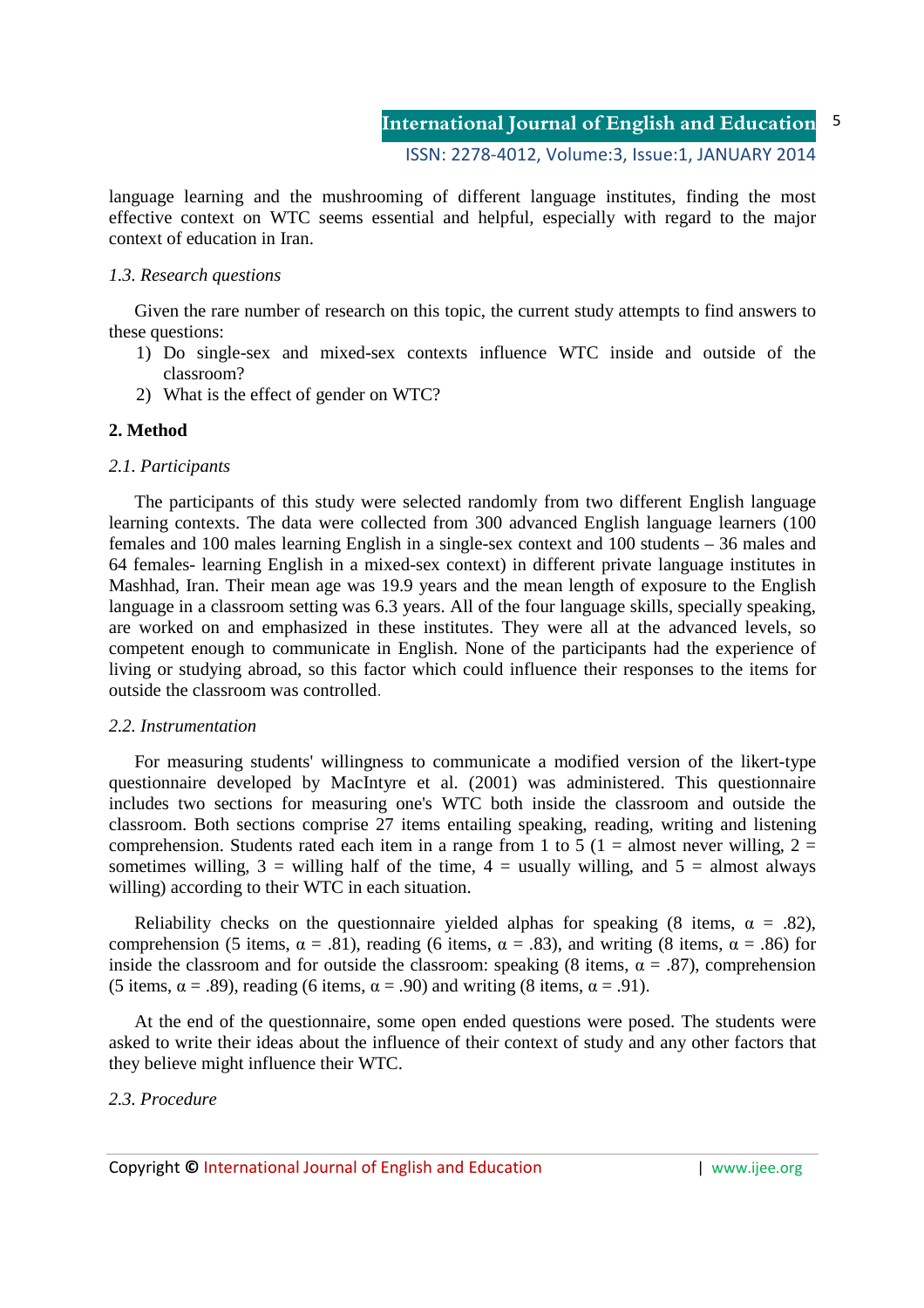language learning and the mushrooming of different language institutes, finding the most effective context on WTC seems essential and helpful, especially with regard to the major context of education in Iran.

### *1.3. Research questions*

Given the rare number of research on this topic, the current study attempts to find answers to these questions:

1) Do single-sex and mixed-sex contexts influence WTC inside and outside of the classroom?
2) What is the effect of gender on WTC?

## 2. Method

### *2.1. Participants*

The participants of this study were selected randomly from two different English language learning contexts. The data were collected from 300 advanced English language learners (100 females and 100 males learning English in a single-sex context and 100 students – 36 males and 64 females- learning English in a mixed-sex context) in different private language institutes in Mashhad, Iran. Their mean age was 19.9 years and the mean length of exposure to the English language in a classroom setting was 6.3 years. All of the four language skills, specially speaking, are worked on and emphasized in these institutes. They were all at the advanced levels, so competent enough to communicate in English. None of the participants had the experience of living or studying abroad, so this factor which could influence their responses to the items for outside the classroom was controlled.

### *2.2. Instrumentation*

For measuring students' willingness to communicate a modified version of the likert-type questionnaire developed by MacIntyre et al. (2001) was administered. This questionnaire includes two sections for measuring one's WTC both inside the classroom and outside the classroom. Both sections comprise 27 items entailing speaking, reading, writing and listening comprehension. Students rated each item in a range from 1 to 5 (1 = almost never willing, 2 = sometimes willing, 3 = willing half of the time, 4 = usually willing, and 5 = almost always willing) according to their WTC in each situation.

Reliability checks on the questionnaire yielded alphas for speaking (8 items, $\alpha = .82$), comprehension (5 items, $\alpha = .81$), reading (6 items, $\alpha = .83$), and writing (8 items, $\alpha = .86$) for inside the classroom and for outside the classroom: speaking (8 items, $\alpha = .87$), comprehension (5 items, $\alpha = .89$), reading (6 items, $\alpha = .90$) and writing (8 items, $\alpha = .91$).

At the end of the questionnaire, some open ended questions were posed. The students were asked to write their ideas about the influence of their context of study and any other factors that they believe might influence their WTC.

### *2.3. Procedure*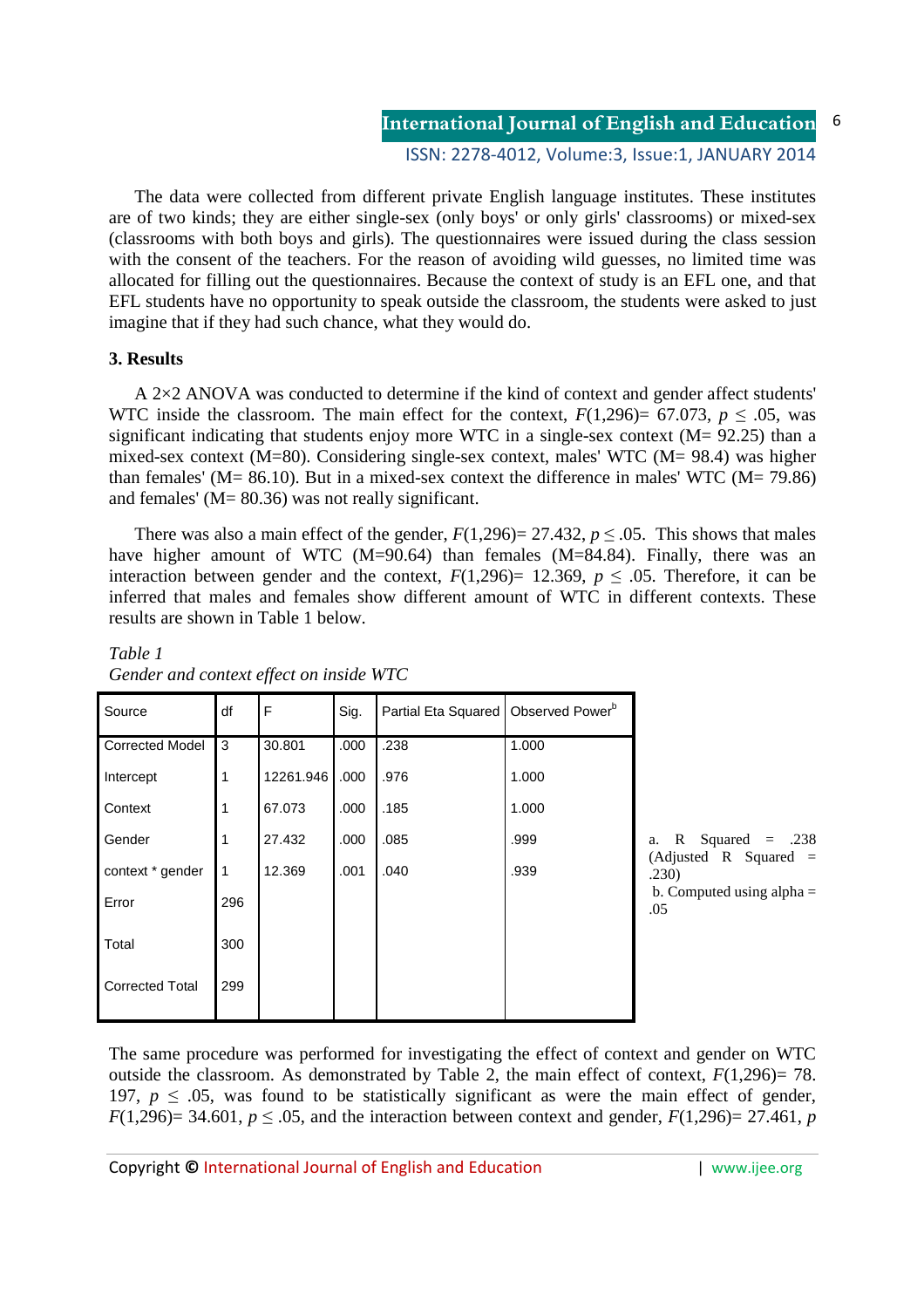The data were collected from different private English language institutes. These institutes are of two kinds; they are either single-sex (only boys' or only girls' classrooms) or mixed-sex (classrooms with both boys and girls). The questionnaires were issued during the class session with the consent of the teachers. For the reason of avoiding wild guesses, no limited time was allocated for filling out the questionnaires. Because the context of study is an EFL one, and that EFL students have no opportunity to speak outside the classroom, the students were asked to just imagine that if they had such chance, what they would do.

## 3. Results

A 2×2 ANOVA was conducted to determine if the kind of context and gender affect students' WTC inside the classroom. The main effect for the context, $F(1,296)= 67.073$, $p \leq .05$, was significant indicating that students enjoy more WTC in a single-sex context (M= 92.25) than a mixed-sex context (M=80). Considering single-sex context, males' WTC (M= 98.4) was higher than females' (M= 86.10). But in a mixed-sex context the difference in males' WTC (M= 79.86) and females' (M= 80.36) was not really significant.

There was also a main effect of the gender, $F(1,296)= 27.432$, $p \leq .05$. This shows that males have higher amount of WTC (M=90.64) than females (M=84.84). Finally, there was an interaction between gender and the context, $F(1,296)= 12.369$, $p \leq .05$. Therefore, it can be inferred that males and females show different amount of WTC in different contexts. These results are shown in Table 1 below.

*Table 1*
*Gender and context effect on inside WTC*

| Source | df | F | Sig. | Partial Eta Squared | Observed Power[b] |
|---|---|---|---|---|---|
| Corrected Model | 3 | 30.801 | .000 | .238 | 1.000 |
| Intercept | 1 | 12261.946 | .000 | .976 | 1.000 |
| Context | 1 | 67.073 | .000 | .185 | 1.000 |
| Gender | 1 | 27.432 | .000 | .085 | .999 |
| context * gender | 1 | 12.369 | .001 | .040 | .939 |
| Error | 296 | | | | |
| Total | 300 | | | | |
| Corrected Total | 299 | | | | |

a. R Squared = .238 (Adjusted R Squared = .230)
b. Computed using alpha = .05

The same procedure was performed for investigating the effect of context and gender on WTC outside the classroom. As demonstrated by Table 2, the main effect of context, $F(1,296)= 78.197$, $p \leq .05$, was found to be statistically significant as were the main effect of gender, $F(1,296)= 34.601$, $p \leq .05$, and the interaction between context and gender, $F(1,296)= 27.461$, $p$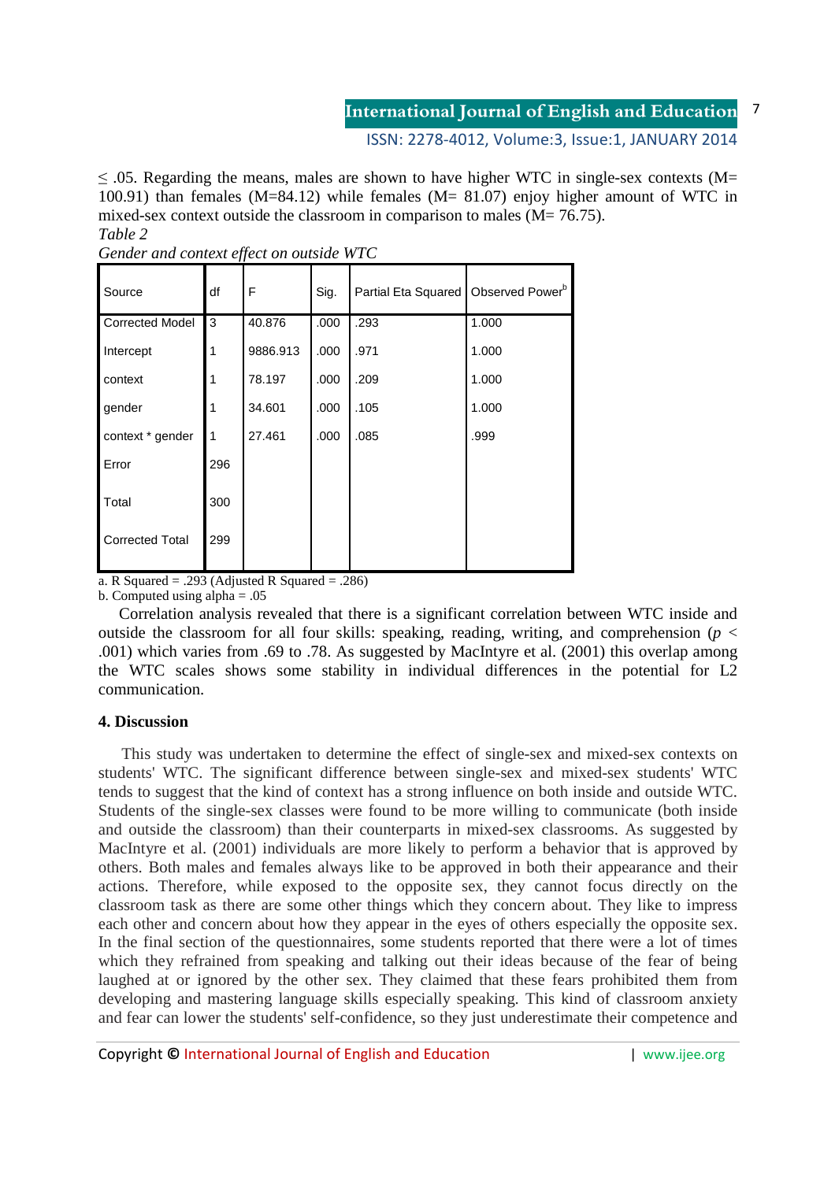$\leq .05$. Regarding the means, males are shown to have higher WTC in single-sex contexts (M= 100.91) than females (M=84.12) while females (M= 81.07) enjoy higher amount of WTC in mixed-sex context outside the classroom in comparison to males (M= 76.75).

*Table 2*

*Gender and context effect on outside WTC*

| Source | df | F | Sig. | Partial Eta Squared | Observed Power[b] |
|---|---|---|---|---|---|
| Corrected Model | 3 | 40.876 | .000 | .293 | 1.000 |
| Intercept | 1 | 9886.913 | .000 | .971 | 1.000 |
| context | 1 | 78.197 | .000 | .209 | 1.000 |
| gender | 1 | 34.601 | .000 | .105 | 1.000 |
| context * gender | 1 | 27.461 | .000 | .085 | .999 |
| Error | 296 | | | | |
| Total | 300 | | | | |
| Corrected Total | 299 | | | | |

a. R Squared = .293 (Adjusted R Squared = .286)

b. Computed using alpha = .05

Correlation analysis revealed that there is a significant correlation between WTC inside and outside the classroom for all four skills: speaking, reading, writing, and comprehension ($p < .001$) which varies from .69 to .78. As suggested by MacIntyre et al. (2001) this overlap among the WTC scales shows some stability in individual differences in the potential for L2 communication.

## 4. Discussion

This study was undertaken to determine the effect of single-sex and mixed-sex contexts on students' WTC. The significant difference between single-sex and mixed-sex students' WTC tends to suggest that the kind of context has a strong influence on both inside and outside WTC. Students of the single-sex classes were found to be more willing to communicate (both inside and outside the classroom) than their counterparts in mixed-sex classrooms. As suggested by MacIntyre et al. (2001) individuals are more likely to perform a behavior that is approved by others. Both males and females always like to be approved in both their appearance and their actions. Therefore, while exposed to the opposite sex, they cannot focus directly on the classroom task as there are some other things which they concern about. They like to impress each other and concern about how they appear in the eyes of others especially the opposite sex. In the final section of the questionnaires, some students reported that there were a lot of times which they refrained from speaking and talking out their ideas because of the fear of being laughed at or ignored by the other sex. They claimed that these fears prohibited them from developing and mastering language skills especially speaking. This kind of classroom anxiety and fear can lower the students' self-confidence, so they just underestimate their competence and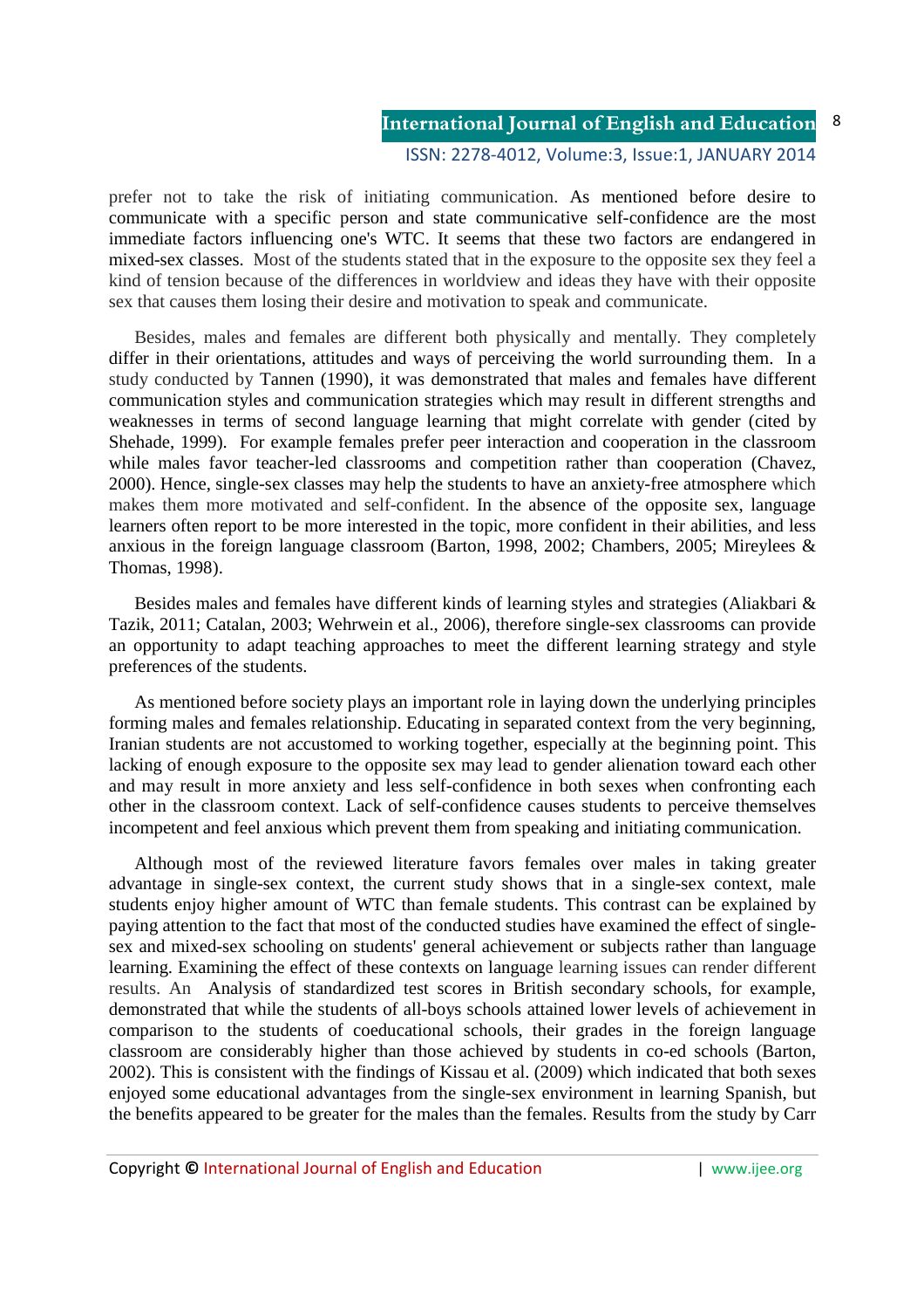prefer not to take the risk of initiating communication. As mentioned before desire to communicate with a specific person and state communicative self-confidence are the most immediate factors influencing one's WTC. It seems that these two factors are endangered in mixed-sex classes. Most of the students stated that in the exposure to the opposite sex they feel a kind of tension because of the differences in worldview and ideas they have with their opposite sex that causes them losing their desire and motivation to speak and communicate.

Besides, males and females are different both physically and mentally. They completely differ in their orientations, attitudes and ways of perceiving the world surrounding them. In a study conducted by Tannen (1990), it was demonstrated that males and females have different communication styles and communication strategies which may result in different strengths and weaknesses in terms of second language learning that might correlate with gender (cited by Shehade, 1999). For example females prefer peer interaction and cooperation in the classroom while males favor teacher-led classrooms and competition rather than cooperation (Chavez, 2000). Hence, single-sex classes may help the students to have an anxiety-free atmosphere which makes them more motivated and self-confident. In the absence of the opposite sex, language learners often report to be more interested in the topic, more confident in their abilities, and less anxious in the foreign language classroom (Barton, 1998, 2002; Chambers, 2005; Mireylees & Thomas, 1998).

Besides males and females have different kinds of learning styles and strategies (Aliakbari & Tazik, 2011; Catalan, 2003; Wehrwein et al., 2006), therefore single-sex classrooms can provide an opportunity to adapt teaching approaches to meet the different learning strategy and style preferences of the students.

As mentioned before society plays an important role in laying down the underlying principles forming males and females relationship. Educating in separated context from the very beginning, Iranian students are not accustomed to working together, especially at the beginning point. This lacking of enough exposure to the opposite sex may lead to gender alienation toward each other and may result in more anxiety and less self-confidence in both sexes when confronting each other in the classroom context. Lack of self-confidence causes students to perceive themselves incompetent and feel anxious which prevent them from speaking and initiating communication.

Although most of the reviewed literature favors females over males in taking greater advantage in single-sex context, the current study shows that in a single-sex context, male students enjoy higher amount of WTC than female students. This contrast can be explained by paying attention to the fact that most of the conducted studies have examined the effect of single-sex and mixed-sex schooling on students' general achievement or subjects rather than language learning. Examining the effect of these contexts on language learning issues can render different results. An Analysis of standardized test scores in British secondary schools, for example, demonstrated that while the students of all-boys schools attained lower levels of achievement in comparison to the students of coeducational schools, their grades in the foreign language classroom are considerably higher than those achieved by students in co-ed schools (Barton, 2002). This is consistent with the findings of Kissau et al. (2009) which indicated that both sexes enjoyed some educational advantages from the single-sex environment in learning Spanish, but the benefits appeared to be greater for the males than the females. Results from the study by Carr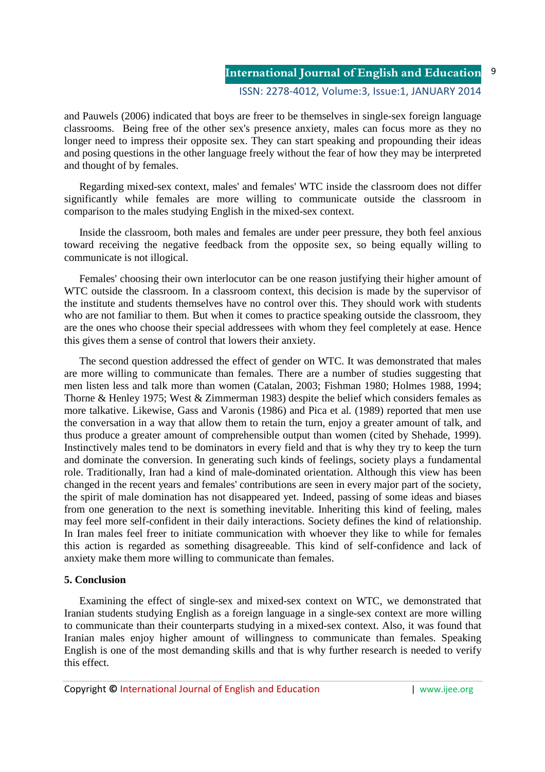and Pauwels (2006) indicated that boys are freer to be themselves in single-sex foreign language classrooms. Being free of the other sex's presence anxiety, males can focus more as they no longer need to impress their opposite sex. They can start speaking and propounding their ideas and posing questions in the other language freely without the fear of how they may be interpreted and thought of by females.

Regarding mixed-sex context, males' and females' WTC inside the classroom does not differ significantly while females are more willing to communicate outside the classroom in comparison to the males studying English in the mixed-sex context.

Inside the classroom, both males and females are under peer pressure, they both feel anxious toward receiving the negative feedback from the opposite sex, so being equally willing to communicate is not illogical.

Females' choosing their own interlocutor can be one reason justifying their higher amount of WTC outside the classroom. In a classroom context, this decision is made by the supervisor of the institute and students themselves have no control over this. They should work with students who are not familiar to them. But when it comes to practice speaking outside the classroom, they are the ones who choose their special addressees with whom they feel completely at ease. Hence this gives them a sense of control that lowers their anxiety.

The second question addressed the effect of gender on WTC. It was demonstrated that males are more willing to communicate than females. There are a number of studies suggesting that men listen less and talk more than women (Catalan, 2003; Fishman 1980; Holmes 1988, 1994; Thorne & Henley 1975; West & Zimmerman 1983) despite the belief which considers females as more talkative. Likewise, Gass and Varonis (1986) and Pica et al. (1989) reported that men use the conversation in a way that allow them to retain the turn, enjoy a greater amount of talk, and thus produce a greater amount of comprehensible output than women (cited by Shehade, 1999). Instinctively males tend to be dominators in every field and that is why they try to keep the turn and dominate the conversion. In generating such kinds of feelings, society plays a fundamental role. Traditionally, Iran had a kind of male-dominated orientation. Although this view has been changed in the recent years and females' contributions are seen in every major part of the society, the spirit of male domination has not disappeared yet. Indeed, passing of some ideas and biases from one generation to the next is something inevitable. Inheriting this kind of feeling, males may feel more self-confident in their daily interactions. Society defines the kind of relationship. In Iran males feel freer to initiate communication with whoever they like to while for females this action is regarded as something disagreeable. This kind of self-confidence and lack of anxiety make them more willing to communicate than females.

## 5. Conclusion

Examining the effect of single-sex and mixed-sex context on WTC, we demonstrated that Iranian students studying English as a foreign language in a single-sex context are more willing to communicate than their counterparts studying in a mixed-sex context. Also, it was found that Iranian males enjoy higher amount of willingness to communicate than females. Speaking English is one of the most demanding skills and that is why further research is needed to verify this effect.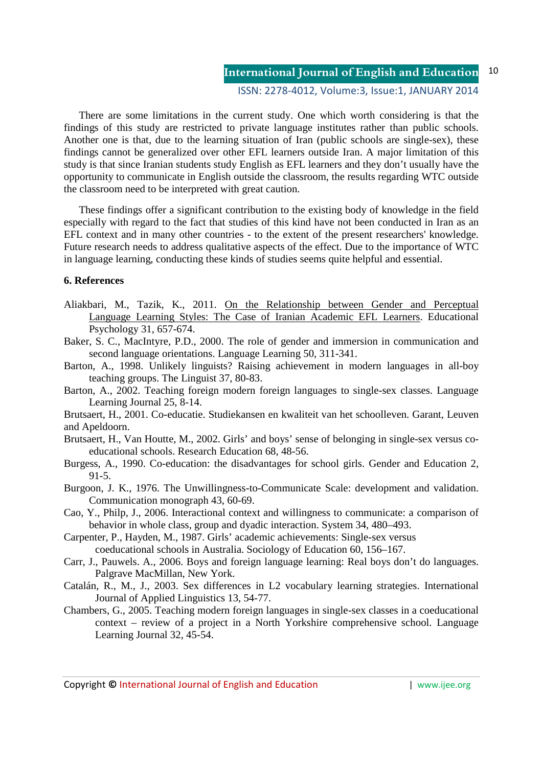There are some limitations in the current study. One which worth considering is that the findings of this study are restricted to private language institutes rather than public schools. Another one is that, due to the learning situation of Iran (public schools are single-sex), these findings cannot be generalized over other EFL learners outside Iran. A major limitation of this study is that since Iranian students study English as EFL learners and they don't usually have the opportunity to communicate in English outside the classroom, the results regarding WTC outside the classroom need to be interpreted with great caution.

These findings offer a significant contribution to the existing body of knowledge in the field especially with regard to the fact that studies of this kind have not been conducted in Iran as an EFL context and in many other countries - to the extent of the present researchers' knowledge. Future research needs to address qualitative aspects of the effect. Due to the importance of WTC in language learning, conducting these kinds of studies seems quite helpful and essential.

**6. References**

Aliakbari, M., Tazik, K., 2011. On the Relationship between Gender and Perceptual Language Learning Styles: The Case of Iranian Academic EFL Learners. Educational Psychology 31, 657-674.

Baker, S. C., MacIntyre, P.D., 2000. The role of gender and immersion in communication and second language orientations. Language Learning 50, 311-341.

Barton, A., 1998. Unlikely linguists? Raising achievement in modern languages in all-boy teaching groups. The Linguist 37, 80-83.

Barton, A., 2002. Teaching foreign modern foreign languages to single-sex classes. Language Learning Journal 25, 8-14.

Brutsaert, H., 2001. Co-educatie. Studiekansen en kwaliteit van het schoolleven. Garant, Leuven and Apeldoorn.

Brutsaert, H., Van Houtte, M., 2002. Girls' and boys' sense of belonging in single-sex versus co-educational schools. Research Education 68, 48-56.

Burgess, A., 1990. Co-education: the disadvantages for school girls. Gender and Education 2, 91-5.

Burgoon, J. K., 1976. The Unwillingness-to-Communicate Scale: development and validation. Communication monograph 43, 60-69.

Cao, Y., Philp, J., 2006. Interactional context and willingness to communicate: a comparison of behavior in whole class, group and dyadic interaction. System 34, 480–493.

Carpenter, P., Hayden, M., 1987. Girls' academic achievements: Single-sex versus coeducational schools in Australia. Sociology of Education 60, 156–167.

Carr, J., Pauwels. A., 2006. Boys and foreign language learning: Real boys don't do languages. Palgrave MacMillan, New York.

Catalán, R., M., J., 2003. Sex differences in L2 vocabulary learning strategies. International Journal of Applied Linguistics 13, 54-77.

Chambers, G., 2005. Teaching modern foreign languages in single-sex classes in a coeducational context – review of a project in a North Yorkshire comprehensive school. Language Learning Journal 32, 45-54.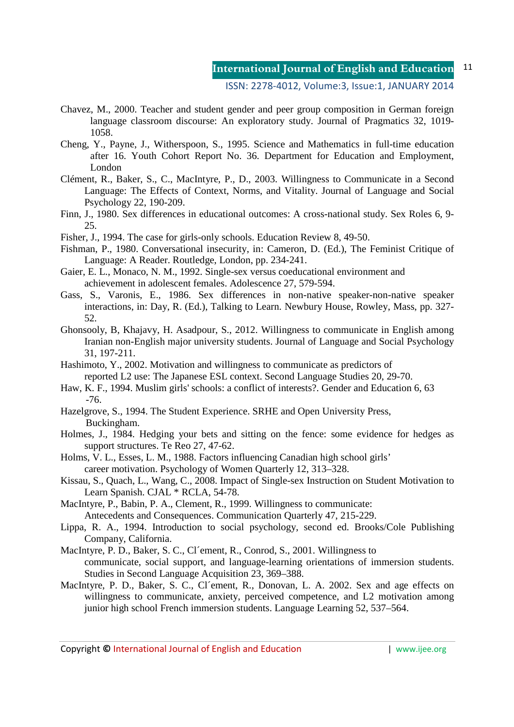Chavez, M., 2000. Teacher and student gender and peer group composition in German foreign language classroom discourse: An exploratory study. Journal of Pragmatics 32, 1019-1058.

Cheng, Y., Payne, J., Witherspoon, S., 1995. Science and Mathematics in full-time education after 16. Youth Cohort Report No. 36. Department for Education and Employment, London

Clément, R., Baker, S., C., MacIntyre, P., D., 2003. Willingness to Communicate in a Second Language: The Effects of Context, Norms, and Vitality. Journal of Language and Social Psychology 22, 190-209.

Finn, J., 1980. Sex differences in educational outcomes: A cross-national study. Sex Roles 6, 9-25.

Fisher, J., 1994. The case for girls-only schools. Education Review 8, 49-50.

Fishman, P., 1980. Conversational insecurity, in: Cameron, D. (Ed.), The Feminist Critique of Language: A Reader. Routledge, London, pp. 234-241.

Gaier, E. L., Monaco, N. M., 1992. Single-sex versus coeducational environment and achievement in adolescent females. Adolescence 27, 579-594.

Gass, S., Varonis, E., 1986. Sex differences in non-native speaker-non-native speaker interactions, in: Day, R. (Ed.), Talking to Learn. Newbury House, Rowley, Mass, pp. 327-52.

Ghonsooly, B, Khajavy, H. Asadpour, S., 2012. Willingness to communicate in English among Iranian non-English major university students. Journal of Language and Social Psychology 31, 197-211.

Hashimoto, Y., 2002. Motivation and willingness to communicate as predictors of reported L2 use: The Japanese ESL context. Second Language Studies 20, 29-70.

Haw, K. F., 1994. Muslim girls' schools: a conflict of interests?. Gender and Education 6, 63 -76.

Hazelgrove, S., 1994. The Student Experience. SRHE and Open University Press, Buckingham.

Holmes, J., 1984. Hedging your bets and sitting on the fence: some evidence for hedges as support structures. Te Reo 27, 47-62.

Holms, V. L., Esses, L. M., 1988. Factors influencing Canadian high school girls' career motivation. Psychology of Women Quarterly 12, 313–328.

Kissau, S., Quach, L., Wang, C., 2008. Impact of Single-sex Instruction on Student Motivation to Learn Spanish. CJAL * RCLA, 54-78.

MacIntyre, P., Babin, P. A., Clement, R., 1999. Willingness to communicate: Antecedents and Consequences. Communication Quarterly 47, 215-229.

Lippa, R. A., 1994. Introduction to social psychology, second ed. Brooks/Cole Publishing Company, California.

MacIntyre, P. D., Baker, S. C., Cl´ement, R., Conrod, S., 2001. Willingness to communicate, social support, and language-learning orientations of immersion students. Studies in Second Language Acquisition 23, 369–388.

MacIntyre, P. D., Baker, S. C., Cl´ement, R., Donovan, L. A. 2002. Sex and age effects on willingness to communicate, anxiety, perceived competence, and L2 motivation among junior high school French immersion students. Language Learning 52, 537–564.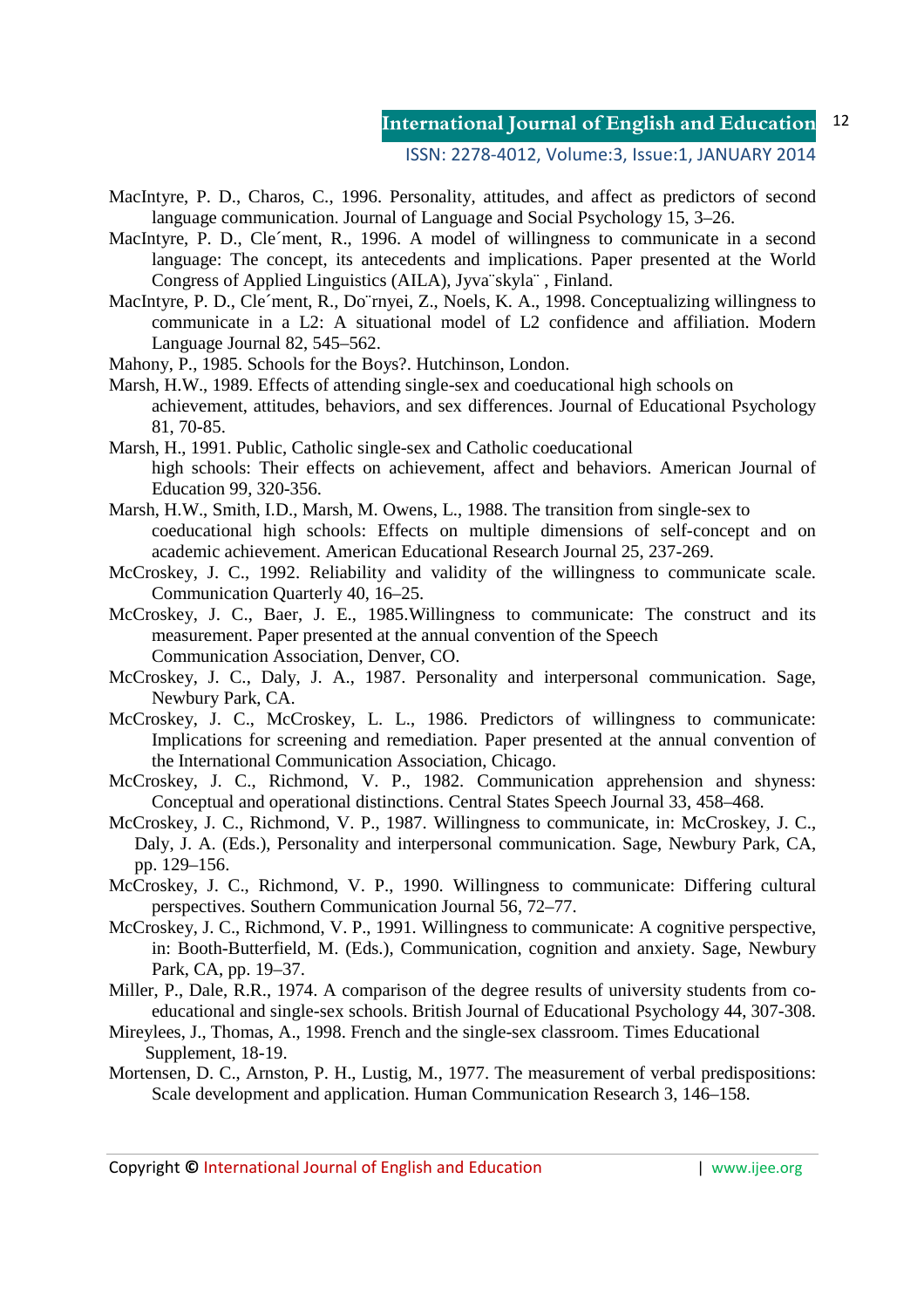MacIntyre, P. D., Charos, C., 1996. Personality, attitudes, and affect as predictors of second language communication. Journal of Language and Social Psychology 15, 3–26.

MacIntyre, P. D., Cle´ment, R., 1996. A model of willingness to communicate in a second language: The concept, its antecedents and implications. Paper presented at the World Congress of Applied Linguistics (AILA), Jyva¨skyla¨ , Finland.

MacIntyre, P. D., Cle´ment, R., Do¨rnyei, Z., Noels, K. A., 1998. Conceptualizing willingness to communicate in a L2: A situational model of L2 confidence and affiliation. Modern Language Journal 82, 545–562.

Mahony, P., 1985. Schools for the Boys?. Hutchinson, London.

Marsh, H.W., 1989. Effects of attending single-sex and coeducational high schools on achievement, attitudes, behaviors, and sex differences. Journal of Educational Psychology 81, 70-85.

Marsh, H., 1991. Public, Catholic single-sex and Catholic coeducational high schools: Their effects on achievement, affect and behaviors. American Journal of Education 99, 320-356.

Marsh, H.W., Smith, I.D., Marsh, M. Owens, L., 1988. The transition from single-sex to coeducational high schools: Effects on multiple dimensions of self-concept and on academic achievement. American Educational Research Journal 25, 237-269.

McCroskey, J. C., 1992. Reliability and validity of the willingness to communicate scale. Communication Quarterly 40, 16–25.

McCroskey, J. C., Baer, J. E., 1985.Willingness to communicate: The construct and its measurement. Paper presented at the annual convention of the Speech Communication Association, Denver, CO.

McCroskey, J. C., Daly, J. A., 1987. Personality and interpersonal communication. Sage, Newbury Park, CA.

McCroskey, J. C., McCroskey, L. L., 1986. Predictors of willingness to communicate: Implications for screening and remediation. Paper presented at the annual convention of the International Communication Association, Chicago.

McCroskey, J. C., Richmond, V. P., 1982. Communication apprehension and shyness: Conceptual and operational distinctions. Central States Speech Journal 33, 458–468.

McCroskey, J. C., Richmond, V. P., 1987. Willingness to communicate, in: McCroskey, J. C., Daly, J. A. (Eds.), Personality and interpersonal communication. Sage, Newbury Park, CA, pp. 129–156.

McCroskey, J. C., Richmond, V. P., 1990. Willingness to communicate: Differing cultural perspectives. Southern Communication Journal 56, 72–77.

McCroskey, J. C., Richmond, V. P., 1991. Willingness to communicate: A cognitive perspective, in: Booth-Butterfield, M. (Eds.), Communication, cognition and anxiety. Sage, Newbury Park, CA, pp. 19–37.

Miller, P., Dale, R.R., 1974. A comparison of the degree results of university students from co-educational and single-sex schools. British Journal of Educational Psychology 44, 307-308.

Mireylees, J., Thomas, A., 1998. French and the single-sex classroom. Times Educational Supplement, 18-19.

Mortensen, D. C., Arnston, P. H., Lustig, M., 1977. The measurement of verbal predispositions: Scale development and application. Human Communication Research 3, 146–158.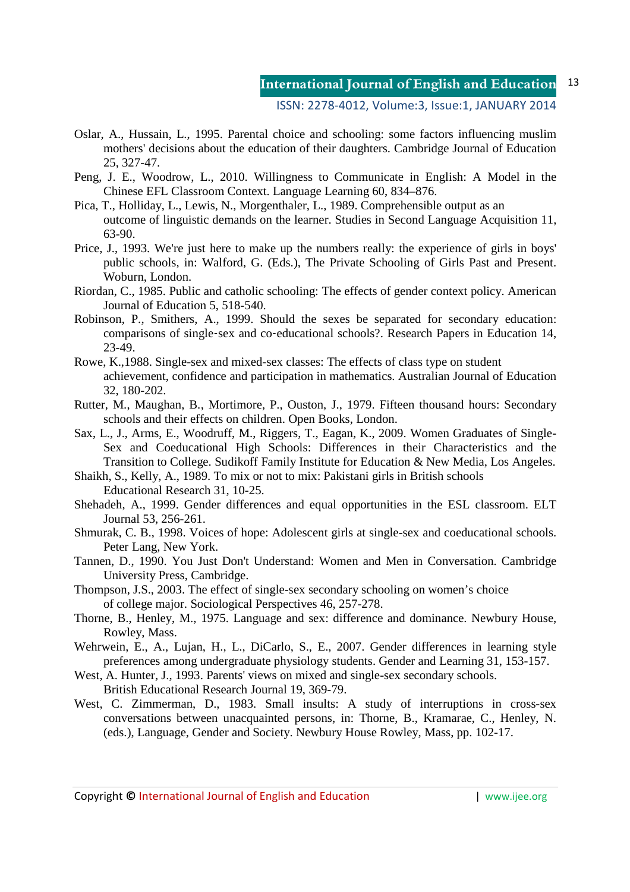Oslar, A., Hussain, L., 1995. Parental choice and schooling: some factors influencing muslim mothers' decisions about the education of their daughters. Cambridge Journal of Education 25, 327-47.

Peng, J. E., Woodrow, L., 2010. Willingness to Communicate in English: A Model in the Chinese EFL Classroom Context. Language Learning 60, 834–876.

Pica, T., Holliday, L., Lewis, N., Morgenthaler, L., 1989. Comprehensible output as an outcome of linguistic demands on the learner. Studies in Second Language Acquisition 11, 63-90.

Price, J., 1993. We're just here to make up the numbers really: the experience of girls in boys' public schools, in: Walford, G. (Eds.), The Private Schooling of Girls Past and Present. Woburn, London.

Riordan, C., 1985. Public and catholic schooling: The effects of gender context policy. American Journal of Education 5, 518-540.

Robinson, P., Smithers, A., 1999. Should the sexes be separated for secondary education: comparisons of single‐sex and co‐educational schools?. Research Papers in Education 14, 23-49.

Rowe, K.,1988. Single-sex and mixed-sex classes: The effects of class type on student achievement, confidence and participation in mathematics. Australian Journal of Education 32, 180-202.

Rutter, M., Maughan, B., Mortimore, P., Ouston, J., 1979. Fifteen thousand hours: Secondary schools and their effects on children. Open Books, London.

Sax, L., J., Arms, E., Woodruff, M., Riggers, T., Eagan, K., 2009. Women Graduates of Single-Sex and Coeducational High Schools: Differences in their Characteristics and the Transition to College. Sudikoff Family Institute for Education & New Media, Los Angeles.

Shaikh, S., Kelly, A., 1989. To mix or not to mix: Pakistani girls in British schools Educational Research 31, 10-25.

Shehadeh, A., 1999. Gender differences and equal opportunities in the ESL classroom. ELT Journal 53, 256-261.

Shmurak, C. B., 1998. Voices of hope: Adolescent girls at single-sex and coeducational schools. Peter Lang, New York.

Tannen, D., 1990. You Just Don't Understand: Women and Men in Conversation. Cambridge University Press, Cambridge.

Thompson, J.S., 2003. The effect of single-sex secondary schooling on women's choice of college major. Sociological Perspectives 46, 257-278.

Thorne, B., Henley, M., 1975. Language and sex: difference and dominance. Newbury House, Rowley, Mass.

Wehrwein, E., A., Lujan, H., L., DiCarlo, S., E., 2007. Gender differences in learning style preferences among undergraduate physiology students. Gender and Learning 31, 153-157.

West, A. Hunter, J., 1993. Parents' views on mixed and single-sex secondary schools. British Educational Research Journal 19, 369-79.

West, C. Zimmerman, D., 1983. Small insults: A study of interruptions in cross-sex conversations between unacquainted persons, in: Thorne, B., Kramarae, C., Henley, N. (eds.), Language, Gender and Society. Newbury House Rowley, Mass, pp. 102-17.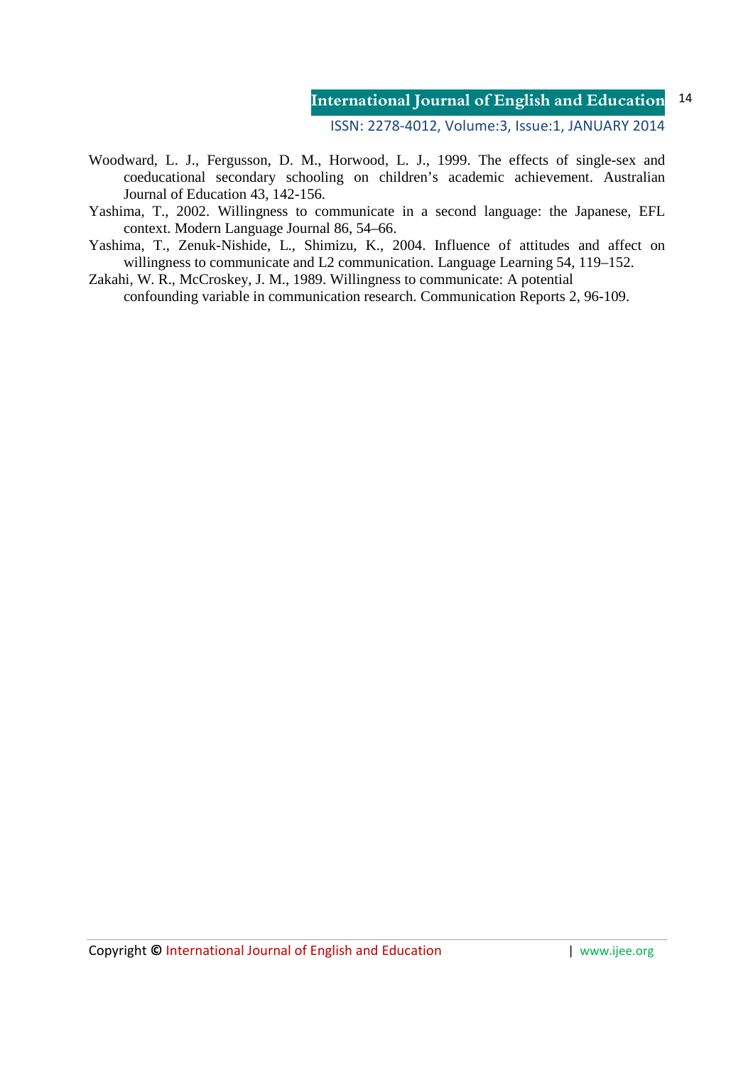Woodward, L. J., Fergusson, D. M., Horwood, L. J., 1999. The effects of single-sex and coeducational secondary schooling on children's academic achievement. Australian Journal of Education 43, 142-156.

Yashima, T., 2002. Willingness to communicate in a second language: the Japanese, EFL context. Modern Language Journal 86, 54–66.

Yashima, T., Zenuk-Nishide, L., Shimizu, K., 2004. Influence of attitudes and affect on willingness to communicate and L2 communication. Language Learning 54, 119–152.

Zakahi, W. R., McCroskey, J. M., 1989. Willingness to communicate: A potential confounding variable in communication research. Communication Reports 2, 96-109.